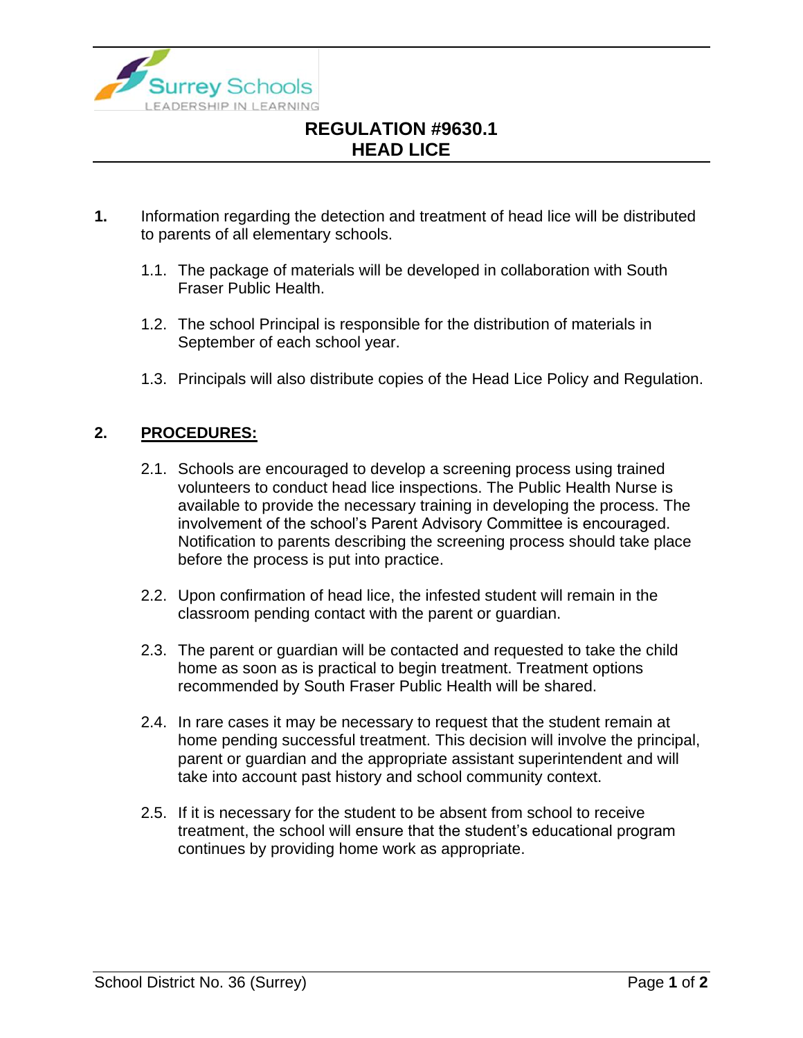# REGULATION #9630.1
# HEAD LICE

**1.** Information regarding the detection and treatment of head lice will be distributed to parents of all elementary schools.

1.1. The package of materials will be developed in collaboration with South Fraser Public Health.

1.2. The school Principal is responsible for the distribution of materials in September of each school year.

1.3. Principals will also distribute copies of the Head Lice Policy and Regulation.

## 2. PROCEDURES:

2.1. Schools are encouraged to develop a screening process using trained volunteers to conduct head lice inspections. The Public Health Nurse is available to provide the necessary training in developing the process. The involvement of the school's Parent Advisory Committee is encouraged. Notification to parents describing the screening process should take place before the process is put into practice.

2.2. Upon confirmation of head lice, the infested student will remain in the classroom pending contact with the parent or guardian.

2.3. The parent or guardian will be contacted and requested to take the child home as soon as is practical to begin treatment. Treatment options recommended by South Fraser Public Health will be shared.

2.4. In rare cases it may be necessary to request that the student remain at home pending successful treatment. This decision will involve the principal, parent or guardian and the appropriate assistant superintendent and will take into account past history and school community context.

2.5. If it is necessary for the student to be absent from school to receive treatment, the school will ensure that the student's educational program continues by providing home work as appropriate.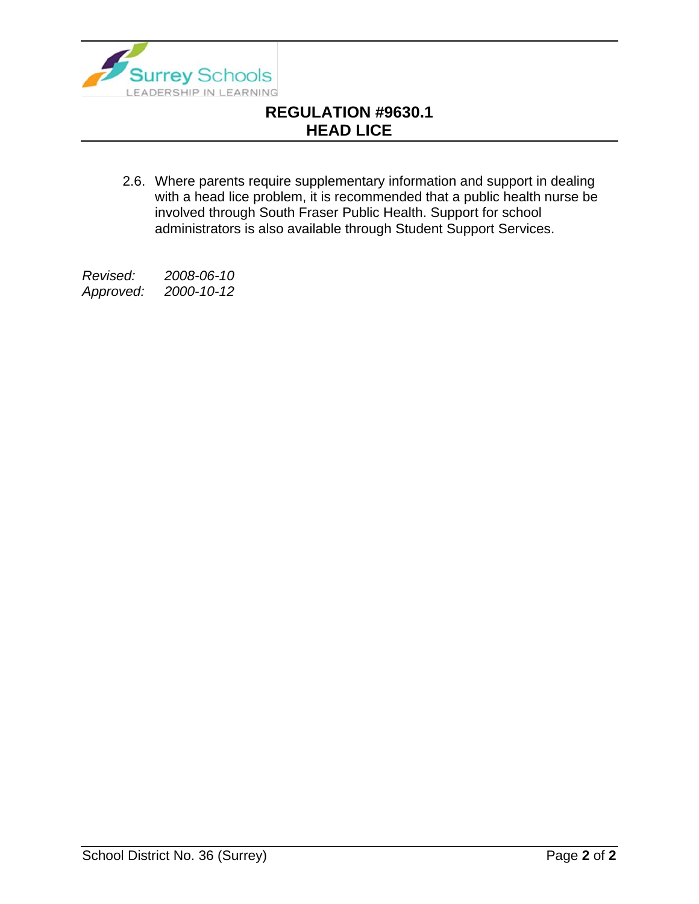2.6. Where parents require supplementary information and support in dealing with a head lice problem, it is recommended that a public health nurse be involved through South Fraser Public Health. Support for school administrators is also available through Student Support Services.

*Revised:* *2008-06-10*
*Approved:* *2000-10-12*